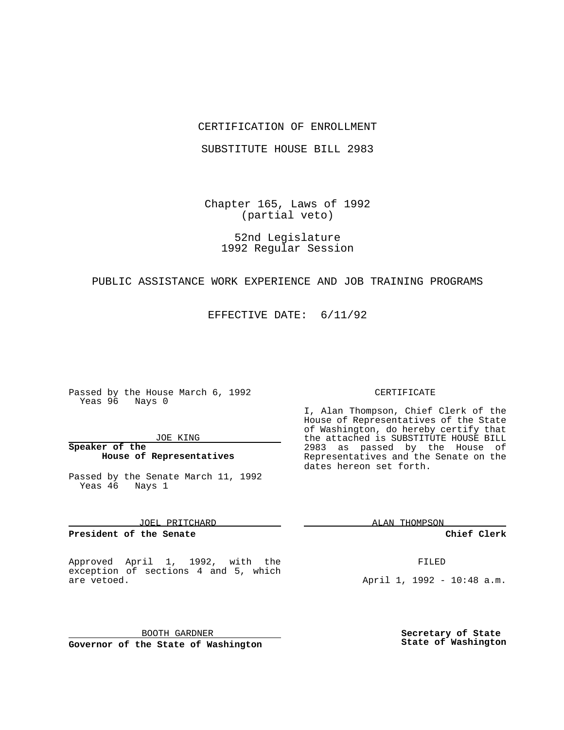CERTIFICATION OF ENROLLMENT

SUBSTITUTE HOUSE BILL 2983

Chapter 165, Laws of 1992
(partial veto)

52nd Legislature
1992 Regular Session

PUBLIC ASSISTANCE WORK EXPERIENCE AND JOB TRAINING PROGRAMS

EFFECTIVE DATE: 6/11/92

Passed by the House March 6, 1992
Yeas 96 Nays 0

JOE KING

**Speaker of the House of Representatives**

Passed by the Senate March 11, 1992
Yeas 46 Nays 1

JOEL PRITCHARD

**President of the Senate**

Approved April 1, 1992, with the exception of sections 4 and 5, which are vetoed.

BOOTH GARDNER

**Governor of the State of Washington**

CERTIFICATE

I, Alan Thompson, Chief Clerk of the House of Representatives of the State of Washington, do hereby certify that the attached is SUBSTITUTE HOUSE BILL 2983 as passed by the House of Representatives and the Senate on the dates hereon set forth.

ALAN THOMPSON

**Chief Clerk**

FILED

April 1, 1992 - 10:48 a.m.

**Secretary of State**
**State of Washington**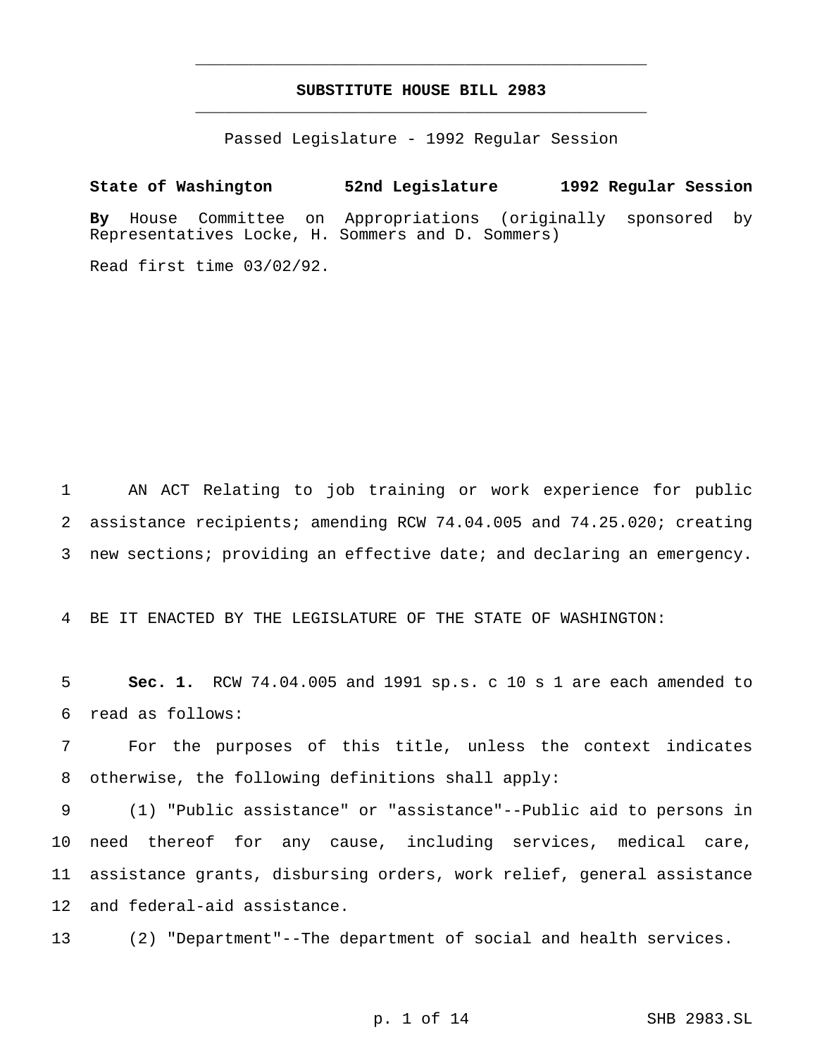# SUBSTITUTE HOUSE BILL 2983

Passed Legislature - 1992 Regular Session

**State of Washington 52nd Legislature 1992 Regular Session**

**By** House Committee on Appropriations (originally sponsored by Representatives Locke, H. Sommers and D. Sommers)

Read first time 03/02/92.

AN ACT Relating to job training or work experience for public assistance recipients; amending RCW 74.04.005 and 74.25.020; creating new sections; providing an effective date; and declaring an emergency.

BE IT ENACTED BY THE LEGISLATURE OF THE STATE OF WASHINGTON:

**Sec. 1.** RCW 74.04.005 and 1991 sp.s. c 10 s 1 are each amended to read as follows:

For the purposes of this title, unless the context indicates otherwise, the following definitions shall apply:

(1) "Public assistance" or "assistance"--Public aid to persons in need thereof for any cause, including services, medical care, assistance grants, disbursing orders, work relief, general assistance and federal-aid assistance.

(2) "Department"--The department of social and health services.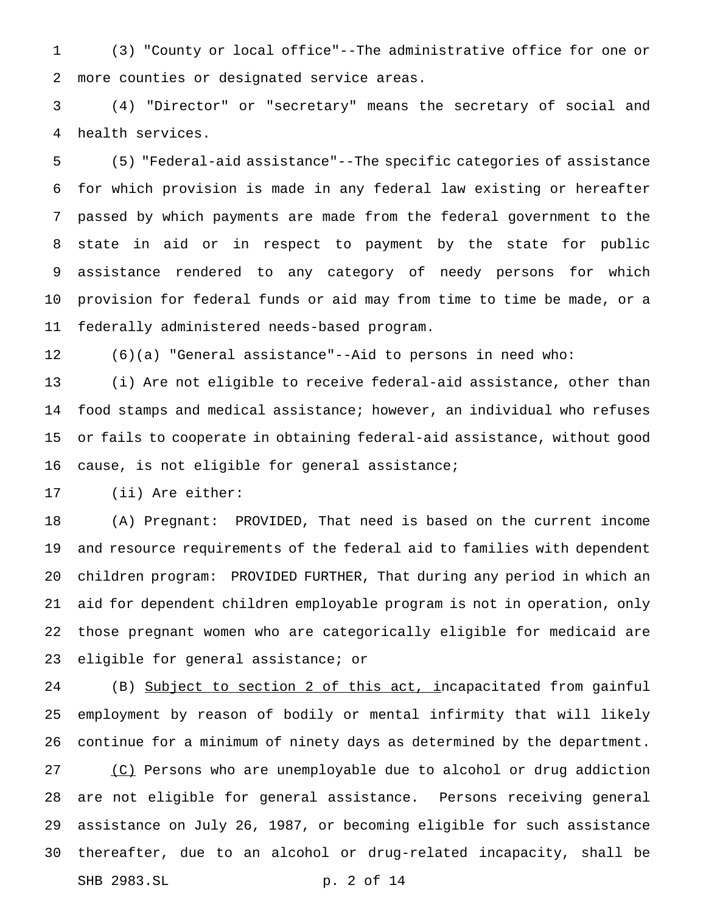(3) "County or local office"--The administrative office for one or more counties or designated service areas.

(4) "Director" or "secretary" means the secretary of social and health services.

(5) "Federal-aid assistance"--The specific categories of assistance for which provision is made in any federal law existing or hereafter passed by which payments are made from the federal government to the state in aid or in respect to payment by the state for public assistance rendered to any category of needy persons for which provision for federal funds or aid may from time to time be made, or a federally administered needs-based program.

(6)(a) "General assistance"--Aid to persons in need who:

(i) Are not eligible to receive federal-aid assistance, other than food stamps and medical assistance; however, an individual who refuses or fails to cooperate in obtaining federal-aid assistance, without good cause, is not eligible for general assistance;

(ii) Are either:

(A) Pregnant: PROVIDED, That need is based on the current income and resource requirements of the federal aid to families with dependent children program: PROVIDED FURTHER, That during any period in which an aid for dependent children employable program is not in operation, only those pregnant women who are categorically eligible for medicaid are eligible for general assistance; or

(B) Subject to section 2 of this act, incapacitated from gainful employment by reason of bodily or mental infirmity that will likely continue for a minimum of ninety days as determined by the department.

(C) Persons who are unemployable due to alcohol or drug addiction are not eligible for general assistance. Persons receiving general assistance on July 26, 1987, or becoming eligible for such assistance thereafter, due to an alcohol or drug-related incapacity, shall be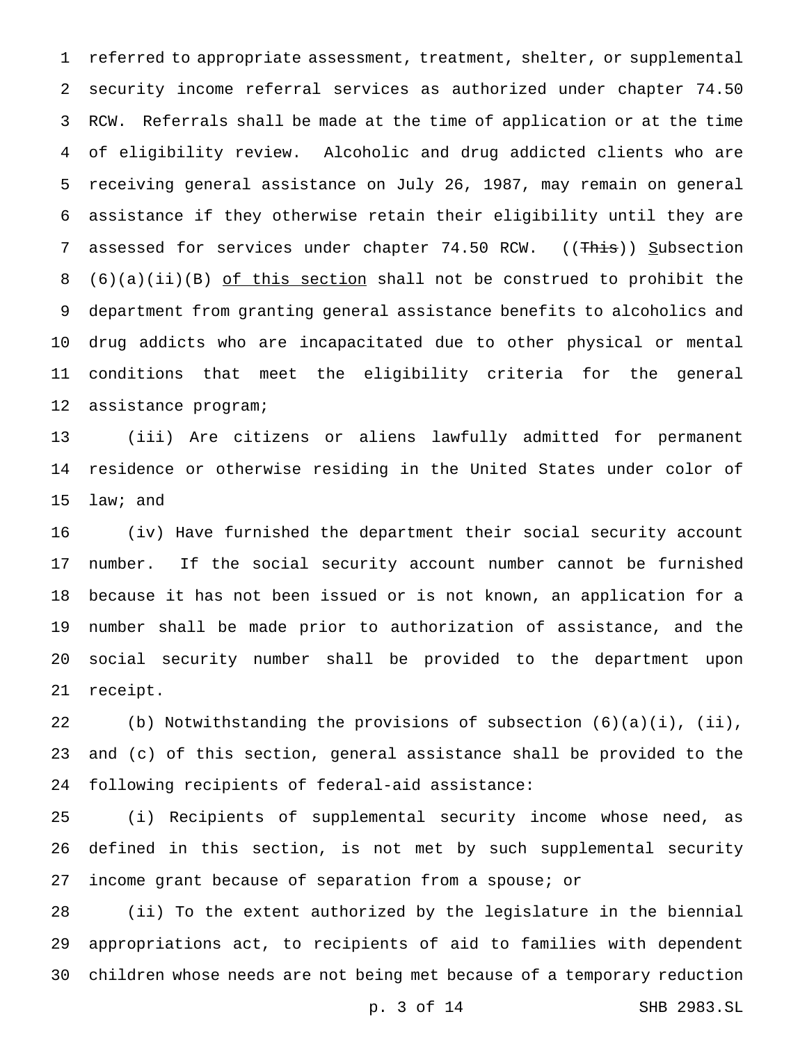referred to appropriate assessment, treatment, shelter, or supplemental security income referral services as authorized under chapter 74.50 RCW. Referrals shall be made at the time of application or at the time of eligibility review. Alcoholic and drug addicted clients who are receiving general assistance on July 26, 1987, may remain on general assistance if they otherwise retain their eligibility until they are assessed for services under chapter 74.50 RCW. ((~~This~~)) Subsection (6)(a)(ii)(B) of this section shall not be construed to prohibit the department from granting general assistance benefits to alcoholics and drug addicts who are incapacitated due to other physical or mental conditions that meet the eligibility criteria for the general assistance program;

(iii) Are citizens or aliens lawfully admitted for permanent residence or otherwise residing in the United States under color of law; and

(iv) Have furnished the department their social security account number. If the social security account number cannot be furnished because it has not been issued or is not known, an application for a number shall be made prior to authorization of assistance, and the social security number shall be provided to the department upon receipt.

(b) Notwithstanding the provisions of subsection (6)(a)(i), (ii), and (c) of this section, general assistance shall be provided to the following recipients of federal-aid assistance:

(i) Recipients of supplemental security income whose need, as defined in this section, is not met by such supplemental security income grant because of separation from a spouse; or

(ii) To the extent authorized by the legislature in the biennial appropriations act, to recipients of aid to families with dependent children whose needs are not being met because of a temporary reduction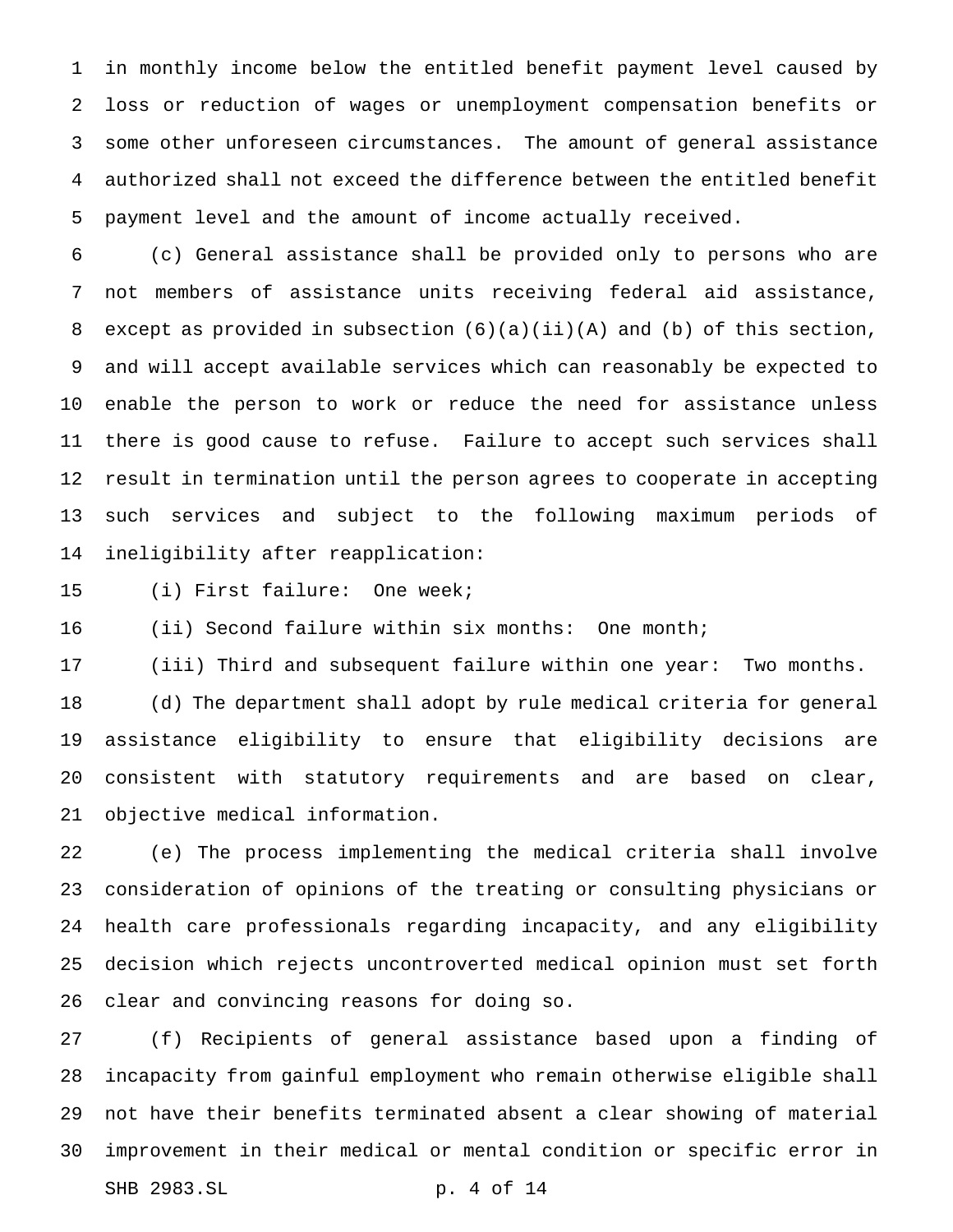in monthly income below the entitled benefit payment level caused by loss or reduction of wages or unemployment compensation benefits or some other unforeseen circumstances. The amount of general assistance authorized shall not exceed the difference between the entitled benefit payment level and the amount of income actually received.

(c) General assistance shall be provided only to persons who are not members of assistance units receiving federal aid assistance, except as provided in subsection (6)(a)(ii)(A) and (b) of this section, and will accept available services which can reasonably be expected to enable the person to work or reduce the need for assistance unless there is good cause to refuse. Failure to accept such services shall result in termination until the person agrees to cooperate in accepting such services and subject to the following maximum periods of ineligibility after reapplication:

(i) First failure: One week;

(ii) Second failure within six months: One month;

(iii) Third and subsequent failure within one year: Two months.

(d) The department shall adopt by rule medical criteria for general assistance eligibility to ensure that eligibility decisions are consistent with statutory requirements and are based on clear, objective medical information.

(e) The process implementing the medical criteria shall involve consideration of opinions of the treating or consulting physicians or health care professionals regarding incapacity, and any eligibility decision which rejects uncontroverted medical opinion must set forth clear and convincing reasons for doing so.

(f) Recipients of general assistance based upon a finding of incapacity from gainful employment who remain otherwise eligible shall not have their benefits terminated absent a clear showing of material improvement in their medical or mental condition or specific error in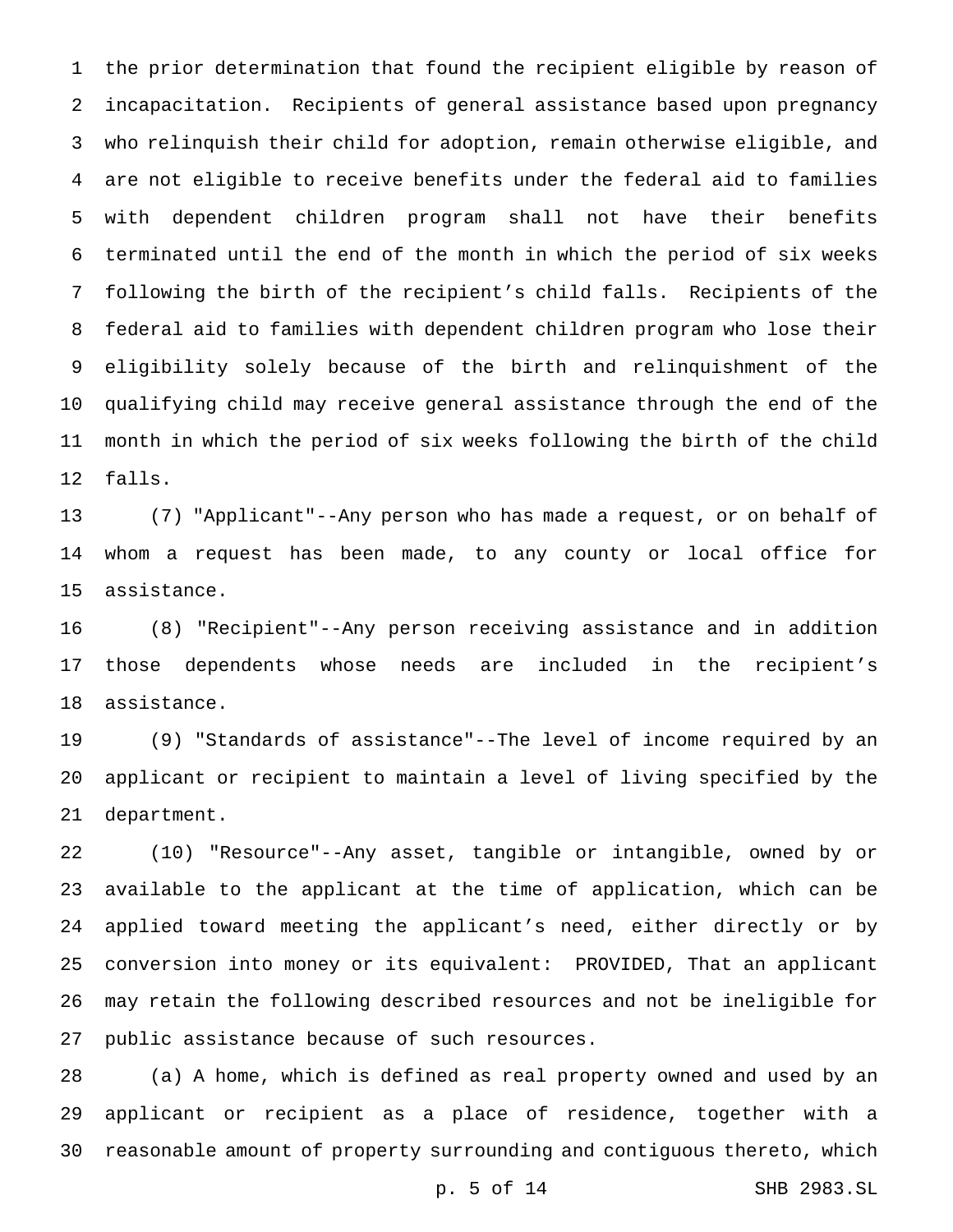the prior determination that found the recipient eligible by reason of incapacitation. Recipients of general assistance based upon pregnancy who relinquish their child for adoption, remain otherwise eligible, and are not eligible to receive benefits under the federal aid to families with dependent children program shall not have their benefits terminated until the end of the month in which the period of six weeks following the birth of the recipient's child falls. Recipients of the federal aid to families with dependent children program who lose their eligibility solely because of the birth and relinquishment of the qualifying child may receive general assistance through the end of the month in which the period of six weeks following the birth of the child falls.

(7) "Applicant"--Any person who has made a request, or on behalf of whom a request has been made, to any county or local office for assistance.

(8) "Recipient"--Any person receiving assistance and in addition those dependents whose needs are included in the recipient's assistance.

(9) "Standards of assistance"--The level of income required by an applicant or recipient to maintain a level of living specified by the department.

(10) "Resource"--Any asset, tangible or intangible, owned by or available to the applicant at the time of application, which can be applied toward meeting the applicant's need, either directly or by conversion into money or its equivalent: PROVIDED, That an applicant may retain the following described resources and not be ineligible for public assistance because of such resources.

(a) A home, which is defined as real property owned and used by an applicant or recipient as a place of residence, together with a reasonable amount of property surrounding and contiguous thereto, which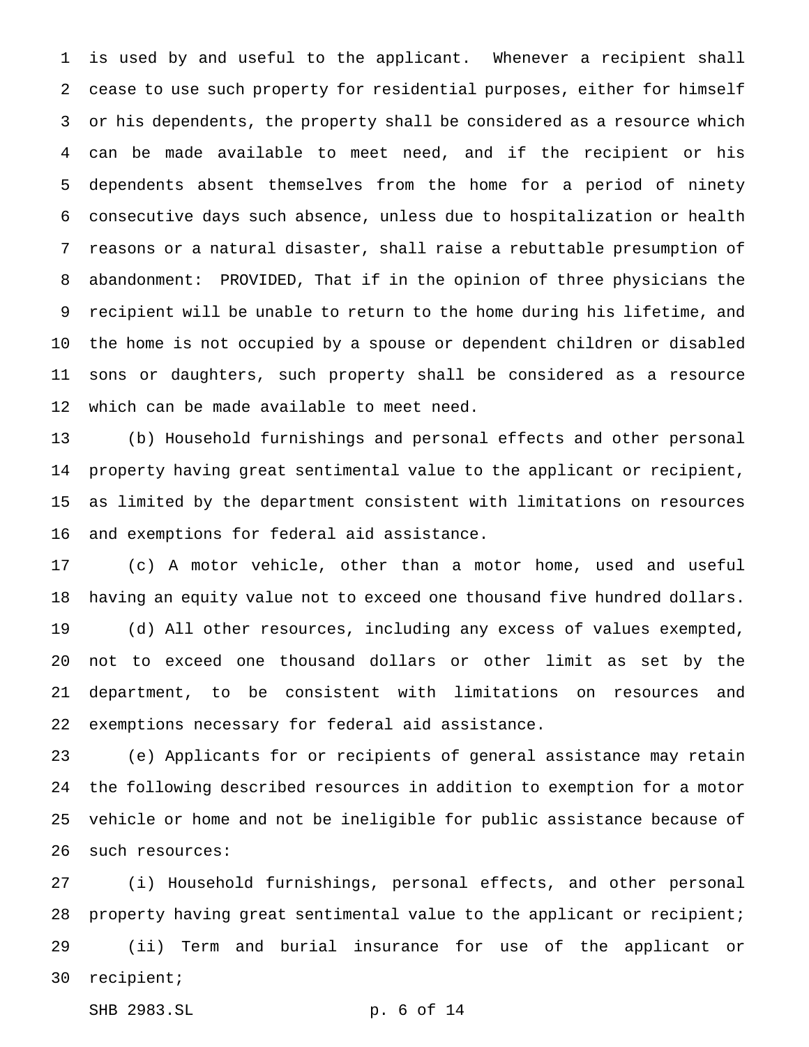is used by and useful to the applicant. Whenever a recipient shall cease to use such property for residential purposes, either for himself or his dependents, the property shall be considered as a resource which can be made available to meet need, and if the recipient or his dependents absent themselves from the home for a period of ninety consecutive days such absence, unless due to hospitalization or health reasons or a natural disaster, shall raise a rebuttable presumption of abandonment: PROVIDED, That if in the opinion of three physicians the recipient will be unable to return to the home during his lifetime, and the home is not occupied by a spouse or dependent children or disabled sons or daughters, such property shall be considered as a resource which can be made available to meet need.

(b) Household furnishings and personal effects and other personal property having great sentimental value to the applicant or recipient, as limited by the department consistent with limitations on resources and exemptions for federal aid assistance.

(c) A motor vehicle, other than a motor home, used and useful having an equity value not to exceed one thousand five hundred dollars.

(d) All other resources, including any excess of values exempted, not to exceed one thousand dollars or other limit as set by the department, to be consistent with limitations on resources and exemptions necessary for federal aid assistance.

(e) Applicants for or recipients of general assistance may retain the following described resources in addition to exemption for a motor vehicle or home and not be ineligible for public assistance because of such resources:

(i) Household furnishings, personal effects, and other personal property having great sentimental value to the applicant or recipient;

(ii) Term and burial insurance for use of the applicant or recipient;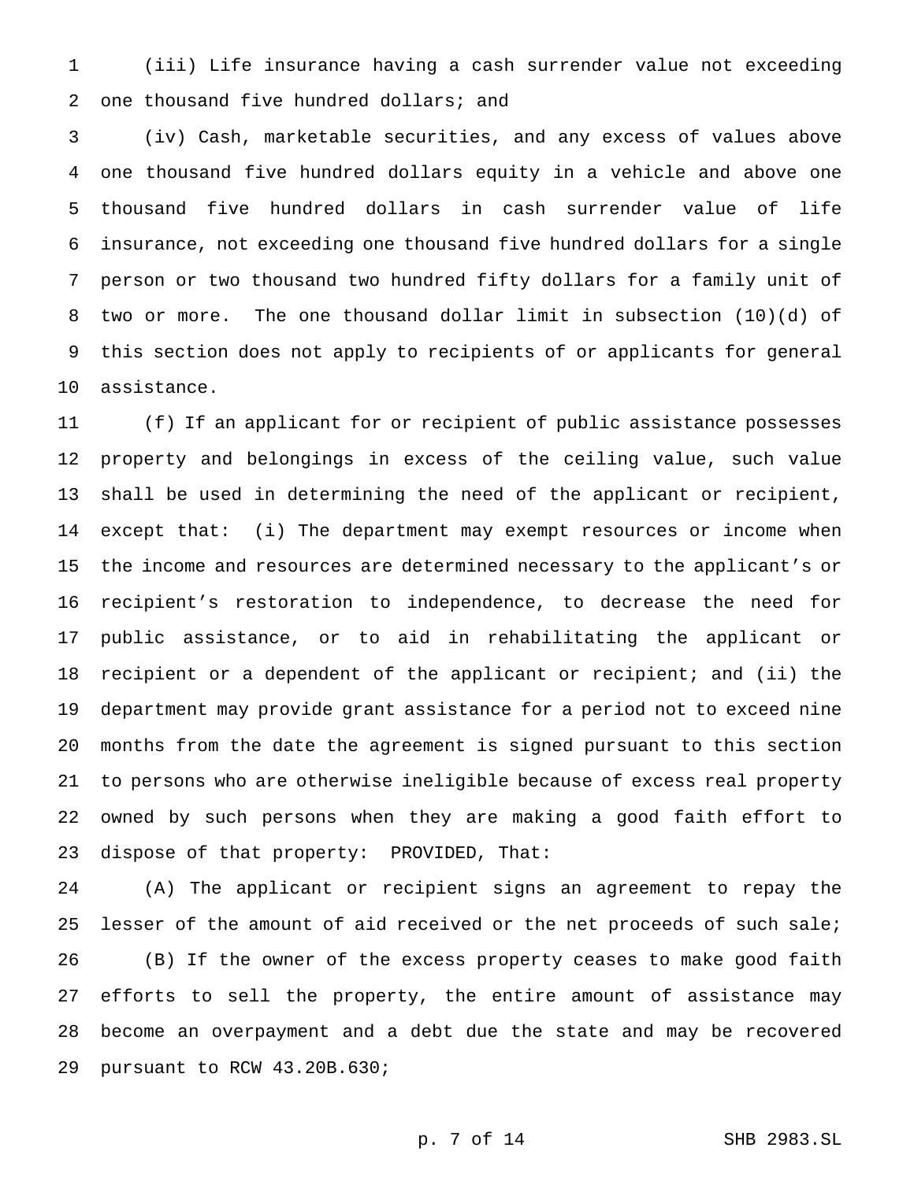(iii) Life insurance having a cash surrender value not exceeding one thousand five hundred dollars; and

(iv) Cash, marketable securities, and any excess of values above one thousand five hundred dollars equity in a vehicle and above one thousand five hundred dollars in cash surrender value of life insurance, not exceeding one thousand five hundred dollars for a single person or two thousand two hundred fifty dollars for a family unit of two or more. The one thousand dollar limit in subsection (10)(d) of this section does not apply to recipients of or applicants for general assistance.

(f) If an applicant for or recipient of public assistance possesses property and belongings in excess of the ceiling value, such value shall be used in determining the need of the applicant or recipient, except that: (i) The department may exempt resources or income when the income and resources are determined necessary to the applicant's or recipient's restoration to independence, to decrease the need for public assistance, or to aid in rehabilitating the applicant or recipient or a dependent of the applicant or recipient; and (ii) the department may provide grant assistance for a period not to exceed nine months from the date the agreement is signed pursuant to this section to persons who are otherwise ineligible because of excess real property owned by such persons when they are making a good faith effort to dispose of that property: PROVIDED, That:

(A) The applicant or recipient signs an agreement to repay the lesser of the amount of aid received or the net proceeds of such sale;

(B) If the owner of the excess property ceases to make good faith efforts to sell the property, the entire amount of assistance may become an overpayment and a debt due the state and may be recovered pursuant to RCW 43.20B.630;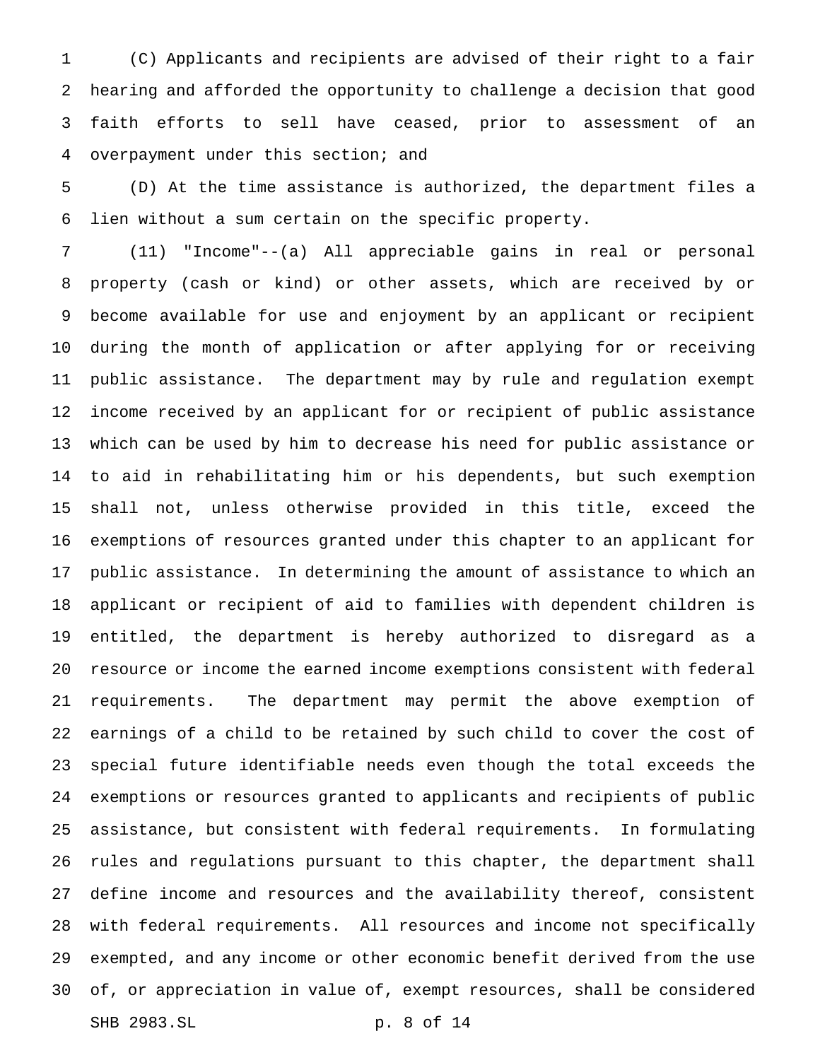(C) Applicants and recipients are advised of their right to a fair hearing and afforded the opportunity to challenge a decision that good faith efforts to sell have ceased, prior to assessment of an overpayment under this section; and

(D) At the time assistance is authorized, the department files a lien without a sum certain on the specific property.

(11) "Income"--(a) All appreciable gains in real or personal property (cash or kind) or other assets, which are received by or become available for use and enjoyment by an applicant or recipient during the month of application or after applying for or receiving public assistance. The department may by rule and regulation exempt income received by an applicant for or recipient of public assistance which can be used by him to decrease his need for public assistance or to aid in rehabilitating him or his dependents, but such exemption shall not, unless otherwise provided in this title, exceed the exemptions of resources granted under this chapter to an applicant for public assistance. In determining the amount of assistance to which an applicant or recipient of aid to families with dependent children is entitled, the department is hereby authorized to disregard as a resource or income the earned income exemptions consistent with federal requirements. The department may permit the above exemption of earnings of a child to be retained by such child to cover the cost of special future identifiable needs even though the total exceeds the exemptions or resources granted to applicants and recipients of public assistance, but consistent with federal requirements. In formulating rules and regulations pursuant to this chapter, the department shall define income and resources and the availability thereof, consistent with federal requirements. All resources and income not specifically exempted, and any income or other economic benefit derived from the use of, or appreciation in value of, exempt resources, shall be considered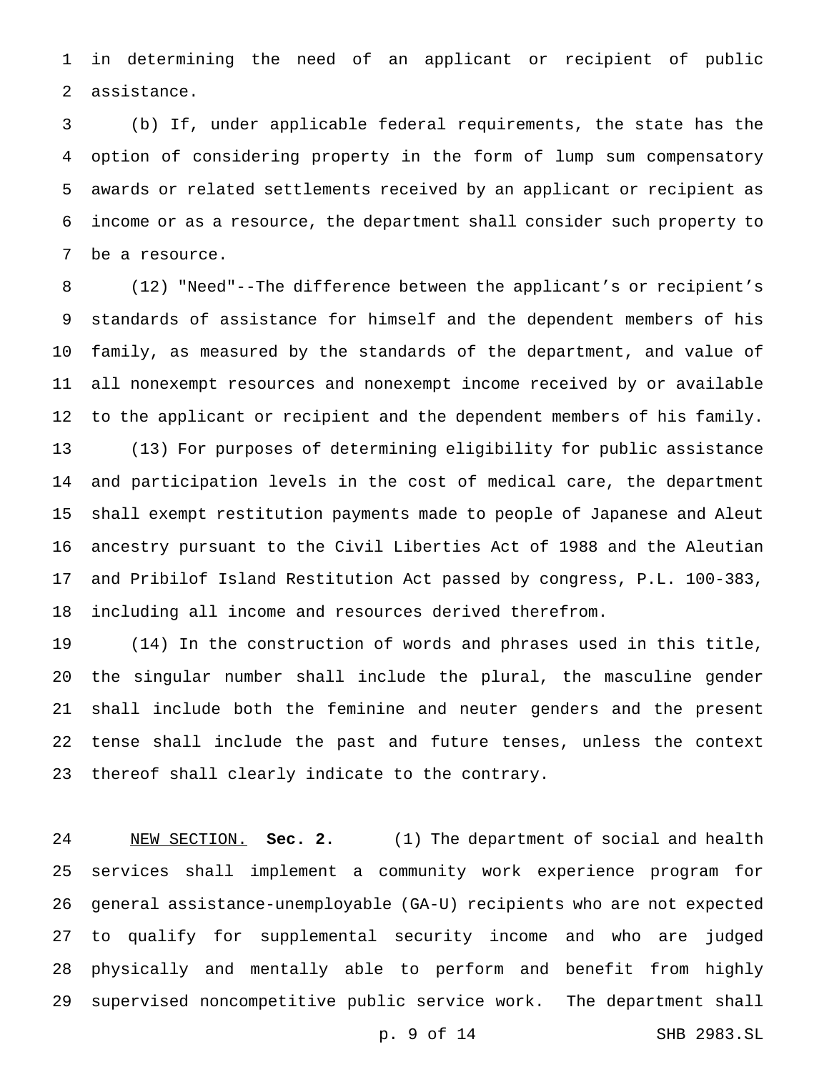in determining the need of an applicant or recipient of public assistance.

(b) If, under applicable federal requirements, the state has the option of considering property in the form of lump sum compensatory awards or related settlements received by an applicant or recipient as income or as a resource, the department shall consider such property to be a resource.

(12) "Need"--The difference between the applicant's or recipient's standards of assistance for himself and the dependent members of his family, as measured by the standards of the department, and value of all nonexempt resources and nonexempt income received by or available to the applicant or recipient and the dependent members of his family.

(13) For purposes of determining eligibility for public assistance and participation levels in the cost of medical care, the department shall exempt restitution payments made to people of Japanese and Aleut ancestry pursuant to the Civil Liberties Act of 1988 and the Aleutian and Pribilof Island Restitution Act passed by congress, P.L. 100-383, including all income and resources derived therefrom.

(14) In the construction of words and phrases used in this title, the singular number shall include the plural, the masculine gender shall include both the feminine and neuter genders and the present tense shall include the past and future tenses, unless the context thereof shall clearly indicate to the contrary.

NEW SECTION. **Sec. 2.** (1) The department of social and health services shall implement a community work experience program for general assistance-unemployable (GA-U) recipients who are not expected to qualify for supplemental security income and who are judged physically and mentally able to perform and benefit from highly supervised noncompetitive public service work. The department shall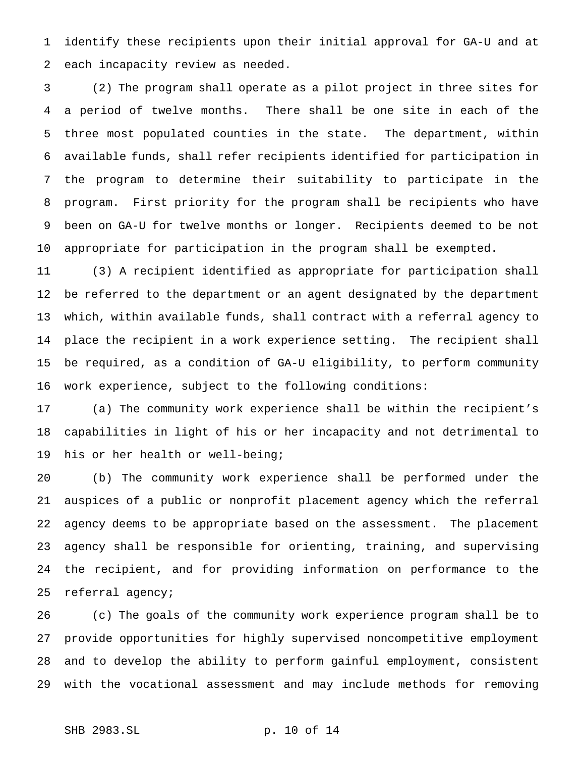identify these recipients upon their initial approval for GA-U and at each incapacity review as needed.

(2) The program shall operate as a pilot project in three sites for a period of twelve months. There shall be one site in each of the three most populated counties in the state. The department, within available funds, shall refer recipients identified for participation in the program to determine their suitability to participate in the program. First priority for the program shall be recipients who have been on GA-U for twelve months or longer. Recipients deemed to be not appropriate for participation in the program shall be exempted.

(3) A recipient identified as appropriate for participation shall be referred to the department or an agent designated by the department which, within available funds, shall contract with a referral agency to place the recipient in a work experience setting. The recipient shall be required, as a condition of GA-U eligibility, to perform community work experience, subject to the following conditions:

(a) The community work experience shall be within the recipient's capabilities in light of his or her incapacity and not detrimental to his or her health or well-being;

(b) The community work experience shall be performed under the auspices of a public or nonprofit placement agency which the referral agency deems to be appropriate based on the assessment. The placement agency shall be responsible for orienting, training, and supervising the recipient, and for providing information on performance to the referral agency;

(c) The goals of the community work experience program shall be to provide opportunities for highly supervised noncompetitive employment and to develop the ability to perform gainful employment, consistent with the vocational assessment and may include methods for removing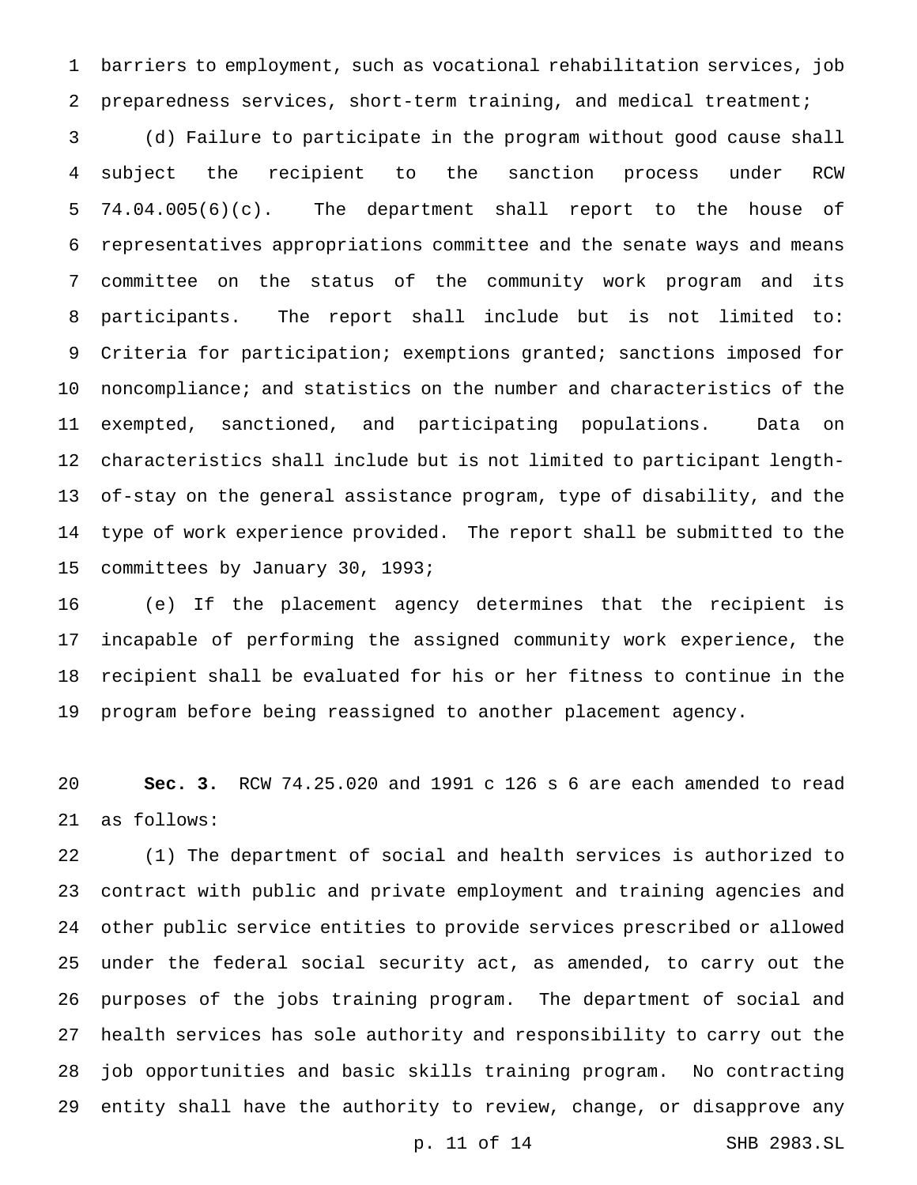barriers to employment, such as vocational rehabilitation services, job preparedness services, short-term training, and medical treatment;

(d) Failure to participate in the program without good cause shall subject the recipient to the sanction process under RCW 74.04.005(6)(c). The department shall report to the house of representatives appropriations committee and the senate ways and means committee on the status of the community work program and its participants. The report shall include but is not limited to: Criteria for participation; exemptions granted; sanctions imposed for noncompliance; and statistics on the number and characteristics of the exempted, sanctioned, and participating populations. Data on characteristics shall include but is not limited to participant length-of-stay on the general assistance program, type of disability, and the type of work experience provided. The report shall be submitted to the committees by January 30, 1993;

(e) If the placement agency determines that the recipient is incapable of performing the assigned community work experience, the recipient shall be evaluated for his or her fitness to continue in the program before being reassigned to another placement agency.

**Sec. 3.** RCW 74.25.020 and 1991 c 126 s 6 are each amended to read as follows:

(1) The department of social and health services is authorized to contract with public and private employment and training agencies and other public service entities to provide services prescribed or allowed under the federal social security act, as amended, to carry out the purposes of the jobs training program. The department of social and health services has sole authority and responsibility to carry out the job opportunities and basic skills training program. No contracting entity shall have the authority to review, change, or disapprove any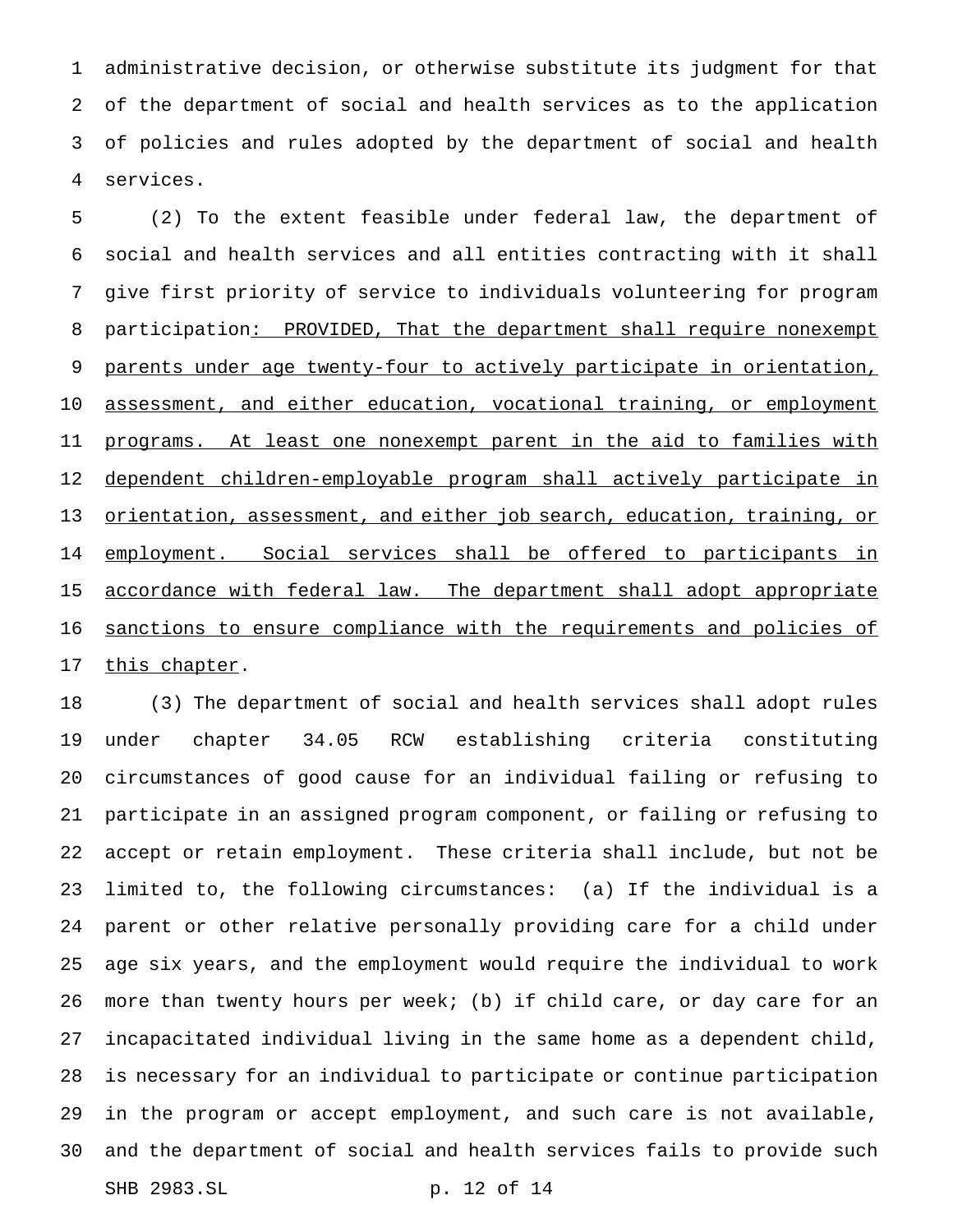administrative decision, or otherwise substitute its judgment for that of the department of social and health services as to the application of policies and rules adopted by the department of social and health services.

(2) To the extent feasible under federal law, the department of social and health services and all entities contracting with it shall give first priority of service to individuals volunteering for program participation: PROVIDED, That the department shall require nonexempt parents under age twenty-four to actively participate in orientation, assessment, and either education, vocational training, or employment programs. At least one nonexempt parent in the aid to families with dependent children-employable program shall actively participate in orientation, assessment, and either job search, education, training, or employment. Social services shall be offered to participants in accordance with federal law. The department shall adopt appropriate sanctions to ensure compliance with the requirements and policies of this chapter.

(3) The department of social and health services shall adopt rules under chapter 34.05 RCW establishing criteria constituting circumstances of good cause for an individual failing or refusing to participate in an assigned program component, or failing or refusing to accept or retain employment. These criteria shall include, but not be limited to, the following circumstances: (a) If the individual is a parent or other relative personally providing care for a child under age six years, and the employment would require the individual to work more than twenty hours per week; (b) if child care, or day care for an incapacitated individual living in the same home as a dependent child, is necessary for an individual to participate or continue participation in the program or accept employment, and such care is not available, and the department of social and health services fails to provide such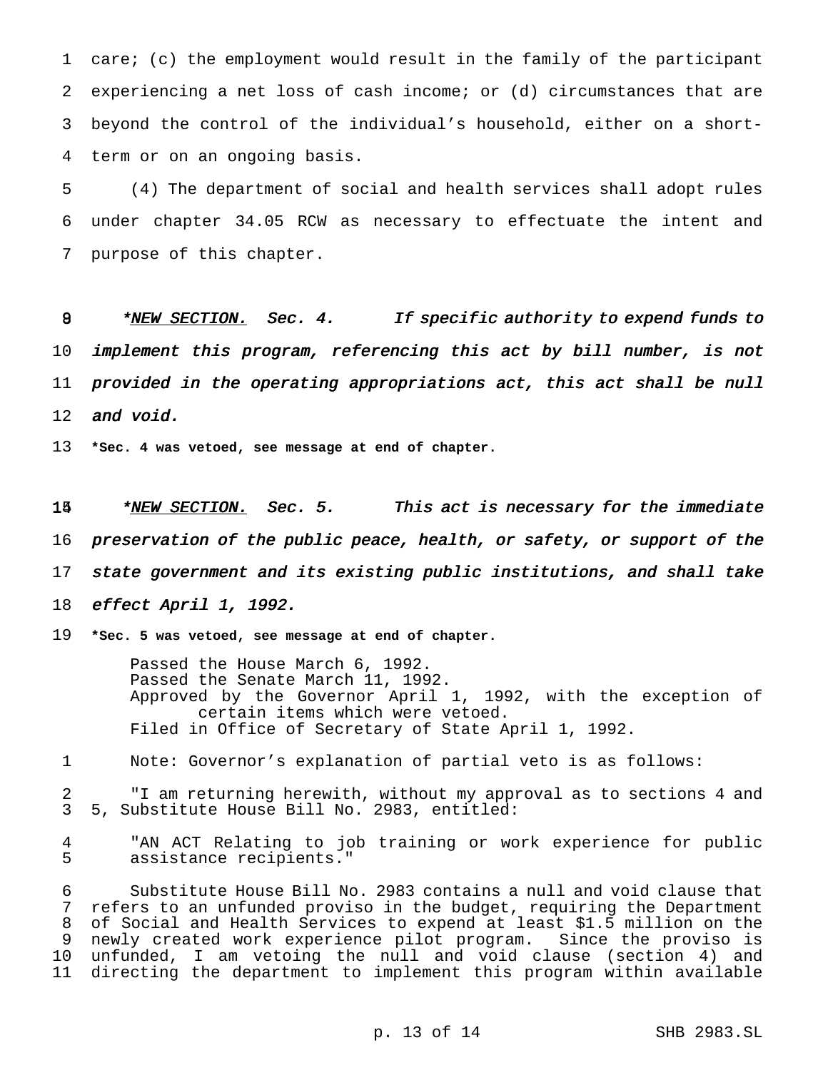care; (c) the employment would result in the family of the participant experiencing a net loss of cash income; or (d) circumstances that are beyond the control of the individual's household, either on a short-term or on an ongoing basis.

(4) The department of social and health services shall adopt rules under chapter 34.05 RCW as necessary to effectuate the intent and purpose of this chapter.

*<u>NEW SECTION.</u> *Sec. 4. If specific authority to expend funds to implement this program, referencing this act by bill number, is not provided in the operating appropriations act, this act shall be null and void.*

**\*Sec. 4 was vetoed, see message at end of chapter.**

*<u>NEW SECTION.</u> *Sec. 5. This act is necessary for the immediate preservation of the public peace, health, or safety, or support of the state government and its existing public institutions, and shall take effect April 1, 1992.*

**\*Sec. 5 was vetoed, see message at end of chapter.**

Passed the House March 6, 1992.
Passed the Senate March 11, 1992.
Approved by the Governor April 1, 1992, with the exception of certain items which were vetoed.
Filed in Office of Secretary of State April 1, 1992.

Note: Governor's explanation of partial veto is as follows:

"I am returning herewith, without my approval as to sections 4 and 5, Substitute House Bill No. 2983, entitled:

"AN ACT Relating to job training or work experience for public assistance recipients."

Substitute House Bill No. 2983 contains a null and void clause that refers to an unfunded proviso in the budget, requiring the Department of Social and Health Services to expend at least $1.5 million on the newly created work experience pilot program. Since the proviso is unfunded, I am vetoing the null and void clause (section 4) and directing the department to implement this program within available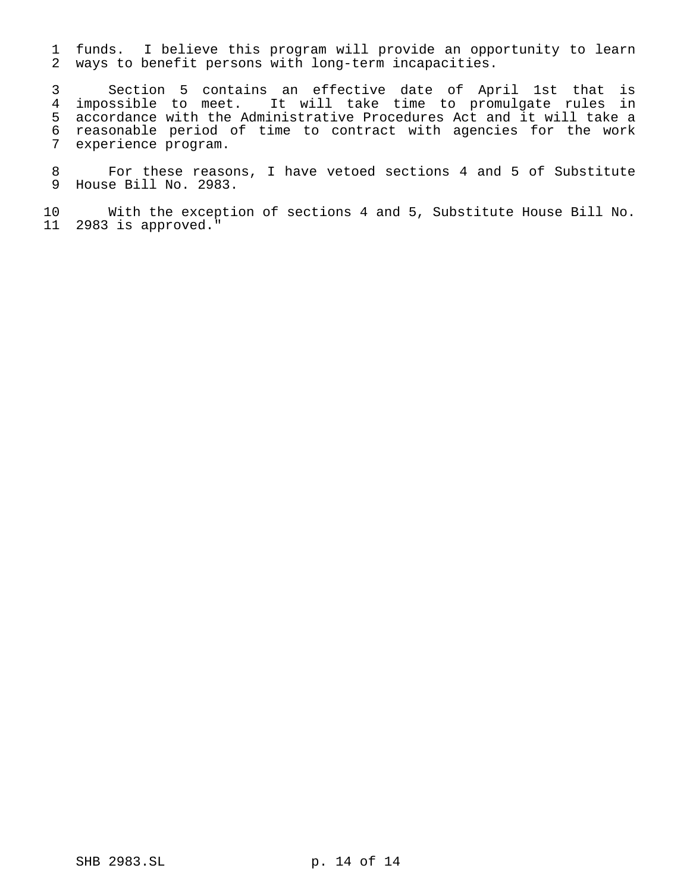funds. I believe this program will provide an opportunity to learn ways to benefit persons with long-term incapacities.

Section 5 contains an effective date of April 1st that is impossible to meet. It will take time to promulgate rules in accordance with the Administrative Procedures Act and it will take a reasonable period of time to contract with agencies for the work experience program.

For these reasons, I have vetoed sections 4 and 5 of Substitute House Bill No. 2983.

With the exception of sections 4 and 5, Substitute House Bill No. 2983 is approved."